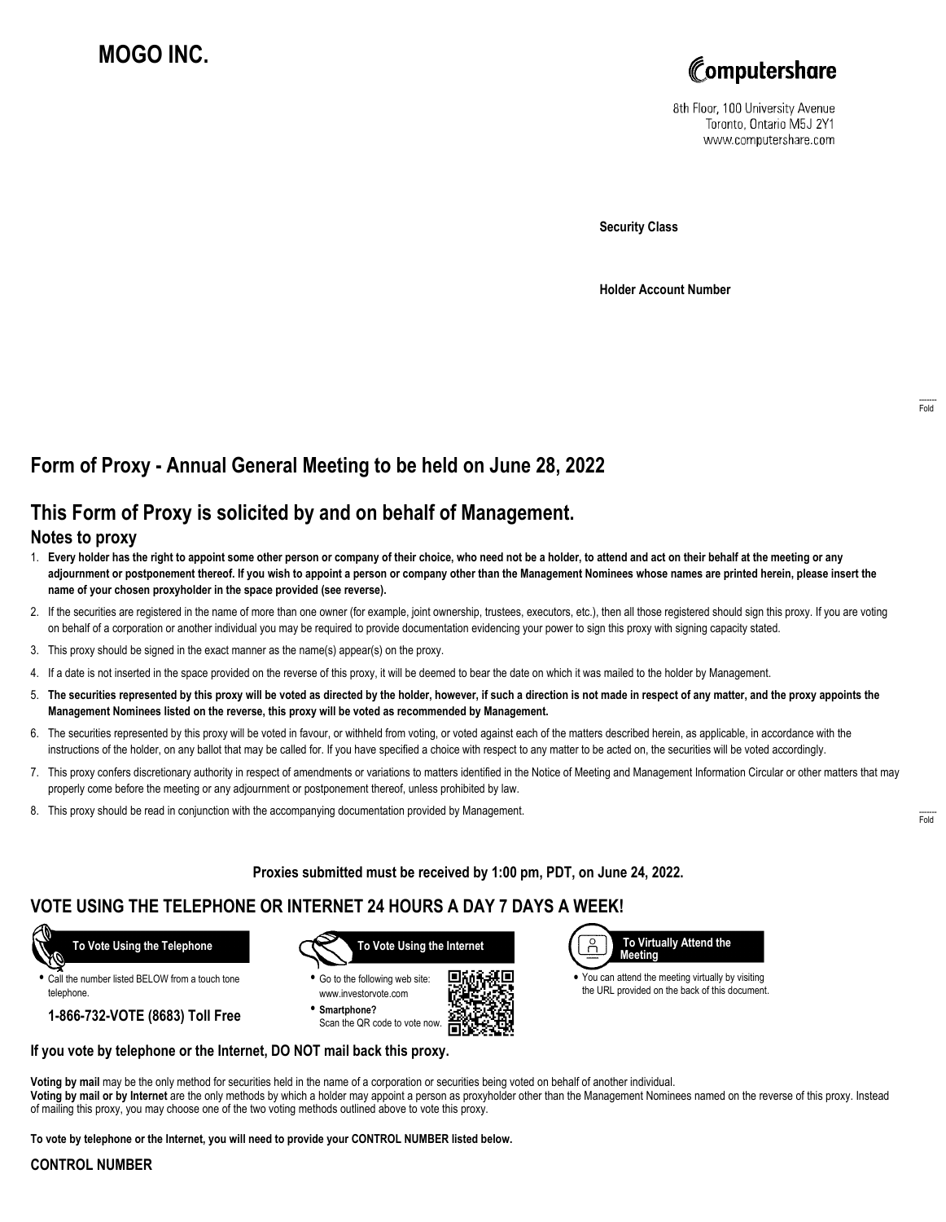# MOGO INC.

Computershare

8th Floor, 100 University Avenue
Toronto, Ontario M5J 2Y1
www.computershare.com

**Security Class**

**Holder Account Number**

Fold

## Form of Proxy - Annual General Meeting to be held on June 28, 2022

## This Form of Proxy is solicited by and on behalf of Management.

### Notes to proxy

1. **Every holder has the right to appoint some other person or company of their choice, who need not be a holder, to attend and act on their behalf at the meeting or any adjournment or postponement thereof. If you wish to appoint a person or company other than the Management Nominees whose names are printed herein, please insert the name of your chosen proxyholder in the space provided (see reverse).**
2. If the securities are registered in the name of more than one owner (for example, joint ownership, trustees, executors, etc.), then all those registered should sign this proxy. If you are voting on behalf of a corporation or another individual you may be required to provide documentation evidencing your power to sign this proxy with signing capacity stated.
3. This proxy should be signed in the exact manner as the name(s) appear(s) on the proxy.
4. If a date is not inserted in the space provided on the reverse of this proxy, it will be deemed to bear the date on which it was mailed to the holder by Management.
5. **The securities represented by this proxy will be voted as directed by the holder, however, if such a direction is not made in respect of any matter, and the proxy appoints the Management Nominees listed on the reverse, this proxy will be voted as recommended by Management.**
6. The securities represented by this proxy will be voted in favour, or withheld from voting, or voted against each of the matters described herein, as applicable, in accordance with the instructions of the holder, on any ballot that may be called for. If you have specified a choice with respect to any matter to be acted on, the securities will be voted accordingly.
7. This proxy confers discretionary authority in respect of amendments or variations to matters identified in the Notice of Meeting and Management Information Circular or other matters that may properly come before the meeting or any adjournment or postponement thereof, unless prohibited by law.
8. This proxy should be read in conjunction with the accompanying documentation provided by Management.

Fold

**Proxies submitted must be received by 1:00 pm, PDT, on June 24, 2022.**

## VOTE USING THE TELEPHONE OR INTERNET 24 HOURS A DAY 7 DAYS A WEEK!

**To Vote Using the Telephone**

- Call the number listed BELOW from a touch tone telephone.

**1-866-732-VOTE (8683) Toll Free**

**To Vote Using the Internet**

- Go to the following web site: www.investorvote.com
- **Smartphone?** Scan the QR code to vote now.

**To Virtually Attend the Meeting**

- You can attend the meeting virtually by visiting the URL provided on the back of this document.

**If you vote by telephone or the Internet, DO NOT mail back this proxy.**

**Voting by mail** may be the only method for securities held in the name of a corporation or securities being voted on behalf of another individual.
**Voting by mail or by Internet** are the only methods by which a holder may appoint a person as proxyholder other than the Management Nominees named on the reverse of this proxy. Instead of mailing this proxy, you may choose one of the two voting methods outlined above to vote this proxy.

**To vote by telephone or the Internet, you will need to provide your CONTROL NUMBER listed below.**

**CONTROL NUMBER**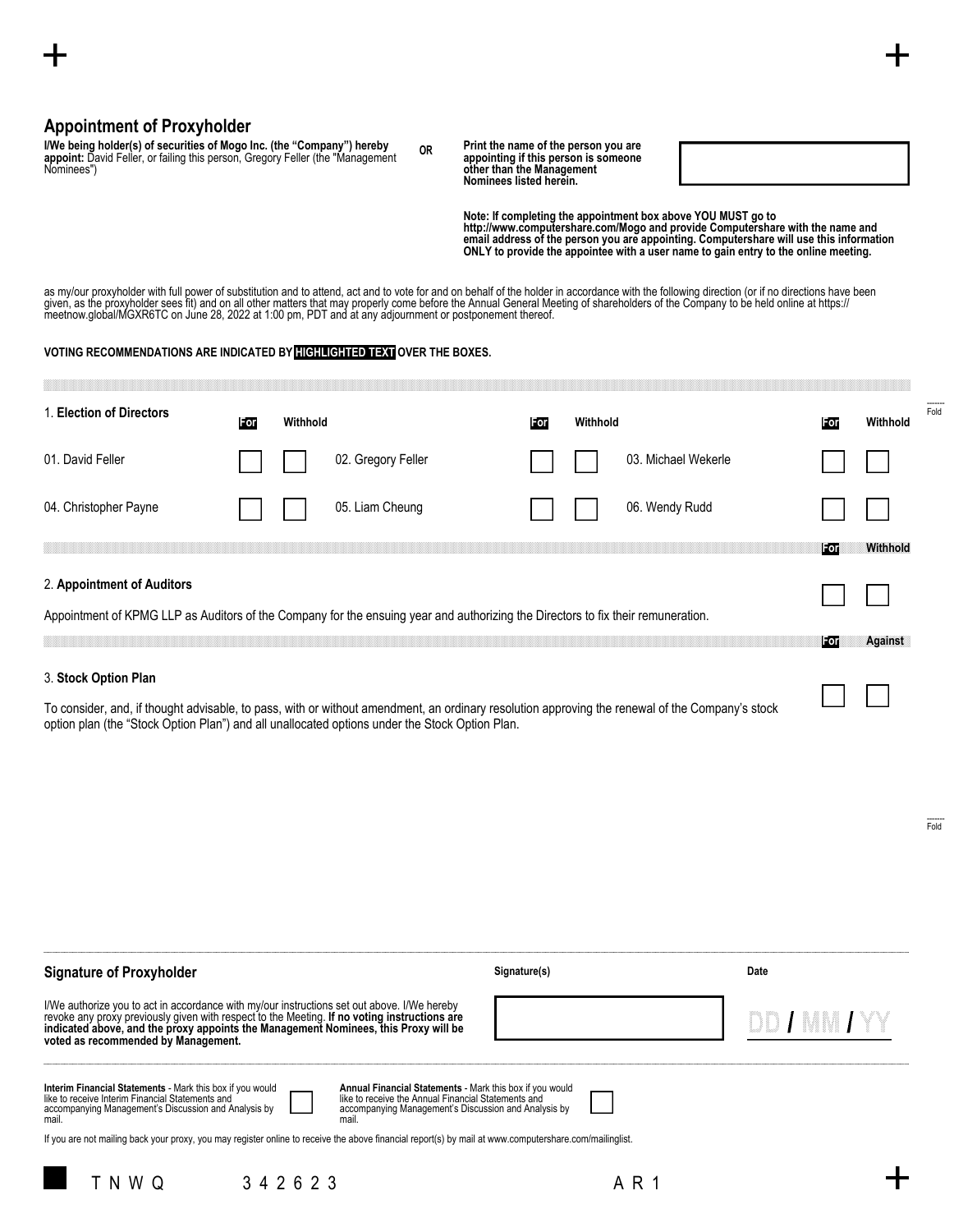## Appointment of Proxyholder

**I/We being holder(s) of securities of Mogo Inc. (the "Company") hereby appoint:** David Feller, or failing this person, Gregory Feller (the "Management Nominees")

**OR**

**Print the name of the person you are appointing if this person is someone other than the Management Nominees listed herein.**

**Note: If completing the appointment box above YOU MUST go to http://www.computershare.com/Mogo and provide Computershare with the name and email address of the person you are appointing. Computershare will use this information ONLY to provide the appointee with a user name to gain entry to the online meeting.**

as my/our proxyholder with full power of substitution and to attend, act and to vote for and on behalf of the holder in accordance with the following direction (or if no directions have been given, as the proxyholder sees fit) and on all other matters that may properly come before the Annual General Meeting of shareholders of the Company to be held online at https://meetnow.global/MGXR6TC on June 28, 2022 at 1:00 pm, PDT and at any adjournment or postponement thereof.

**VOTING RECOMMENDATIONS ARE INDICATED BY HIGHLIGHTED TEXT OVER THE BOXES.**

1. **Election of Directors**

| | For | Withhold | | For | Withhold | | For | Withhold |
|---|---|---|---|---|---|---|---|---|
| 01. David Feller | ☐ | ☐ | 02. Gregory Feller | ☐ | ☐ | 03. Michael Wekerle | ☐ | ☐ |
| 04. Christopher Payne | ☐ | ☐ | 05. Liam Cheung | ☐ | ☐ | 06. Wendy Rudd | ☐ | ☐ |

2. **Appointment of Auditors**

Appointment of KPMG LLP as Auditors of the Company for the ensuing year and authorizing the Directors to fix their remuneration.

For ☐ Withhold ☐

3. **Stock Option Plan**

To consider, and, if thought advisable, to pass, with or without amendment, an ordinary resolution approving the renewal of the Company's stock option plan (the "Stock Option Plan") and all unallocated options under the Stock Option Plan.

For ☐ Against ☐

## Signature of Proxyholder

I/We authorize you to act in accordance with my/our instructions set out above. I/We hereby revoke any proxy previously given with respect to the Meeting. **If no voting instructions are indicated above, and the proxy appoints the Management Nominees, this Proxy will be voted as recommended by Management.**

Signature(s)

Date

DD / MM / YY

**Interim Financial Statements** - Mark this box if you would like to receive Interim Financial Statements and accompanying Management's Discussion and Analysis by mail. ☐

**Annual Financial Statements** - Mark this box if you would like to receive the Annual Financial Statements and accompanying Management's Discussion and Analysis by mail. ☐

If you are not mailing back your proxy, you may register online to receive the above financial report(s) by mail at www.computershare.com/mailinglist.

T N W Q 3 4 2 6 2 3 A R 1